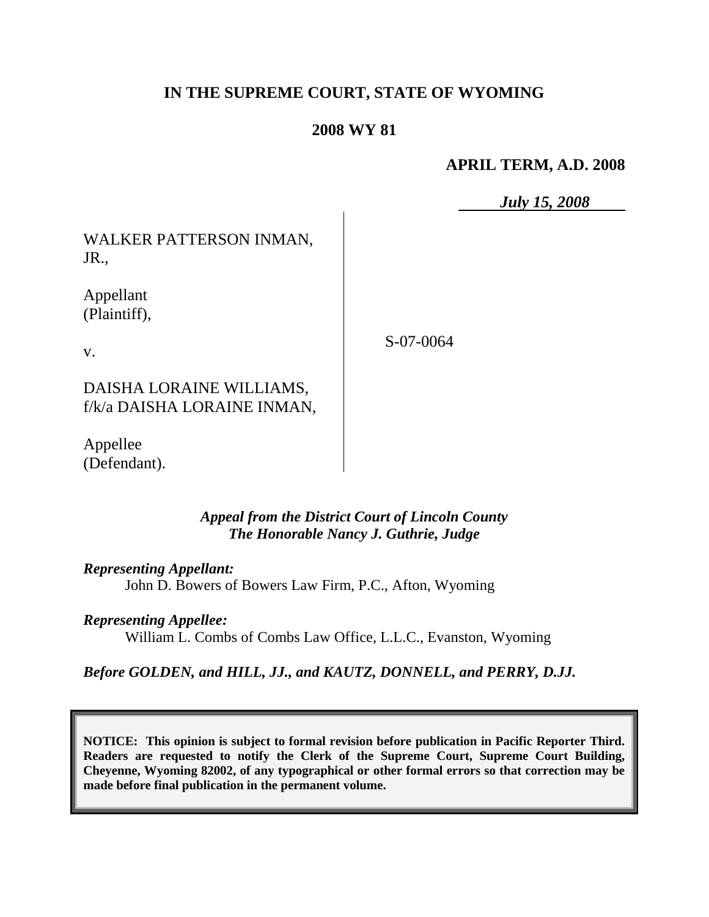# IN THE SUPREME COURT, STATE OF WYOMING

## 2008 WY 81

**APRIL TERM, A.D. 2008**

***July 15, 2008***

| | |
|---|---|
| WALKER PATTERSON INMAN, JR.,<br><br>Appellant (Plaintiff),<br><br>v.<br><br>DAISHA LORAINE WILLIAMS, f/k/a DAISHA LORAINE INMAN,<br><br>Appellee (Defendant). | S-07-0064 |

***Appeal from the District Court of Lincoln County***
***The Honorable Nancy J. Guthrie, Judge***

***Representing Appellant:***
John D. Bowers of Bowers Law Firm, P.C., Afton, Wyoming

***Representing Appellee:***
William L. Combs of Combs Law Office, L.L.C., Evanston, Wyoming

***Before GOLDEN, and HILL, JJ., and KAUTZ, DONNELL, and PERRY, D.JJ.***

**NOTICE: This opinion is subject to formal revision before publication in Pacific Reporter Third. Readers are requested to notify the Clerk of the Supreme Court, Supreme Court Building, Cheyenne, Wyoming 82002, of any typographical or other formal errors so that correction may be made before final publication in the permanent volume.**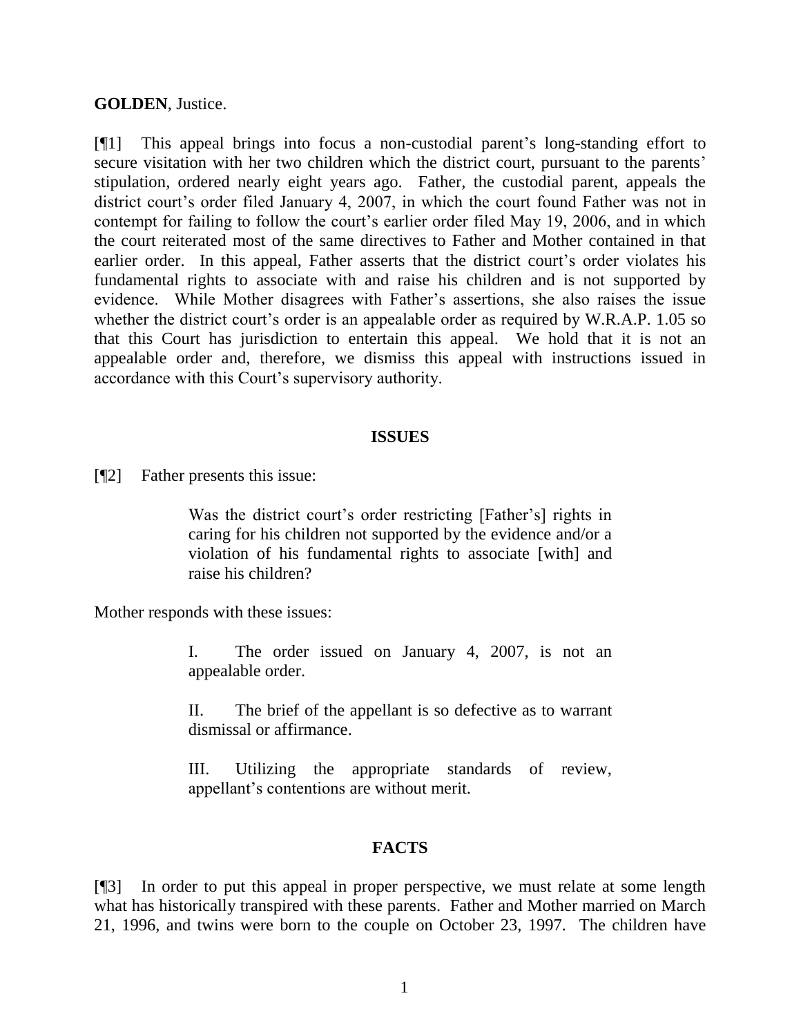**GOLDEN**, Justice.

[¶1] This appeal brings into focus a non-custodial parent's long-standing effort to secure visitation with her two children which the district court, pursuant to the parents' stipulation, ordered nearly eight years ago. Father, the custodial parent, appeals the district court's order filed January 4, 2007, in which the court found Father was not in contempt for failing to follow the court's earlier order filed May 19, 2006, and in which the court reiterated most of the same directives to Father and Mother contained in that earlier order. In this appeal, Father asserts that the district court's order violates his fundamental rights to associate with and raise his children and is not supported by evidence. While Mother disagrees with Father's assertions, she also raises the issue whether the district court's order is an appealable order as required by W.R.A.P. 1.05 so that this Court has jurisdiction to entertain this appeal. We hold that it is not an appealable order and, therefore, we dismiss this appeal with instructions issued in accordance with this Court's supervisory authority.

## ISSUES

[¶2] Father presents this issue:

> Was the district court's order restricting [Father's] rights in caring for his children not supported by the evidence and/or a violation of his fundamental rights to associate [with] and raise his children?

Mother responds with these issues:

> I. The order issued on January 4, 2007, is not an appealable order.
>
> II. The brief of the appellant is so defective as to warrant dismissal or affirmance.
>
> III. Utilizing the appropriate standards of review, appellant's contentions are without merit.

## FACTS

[¶3] In order to put this appeal in proper perspective, we must relate at some length what has historically transpired with these parents. Father and Mother married on March 21, 1996, and twins were born to the couple on October 23, 1997. The children have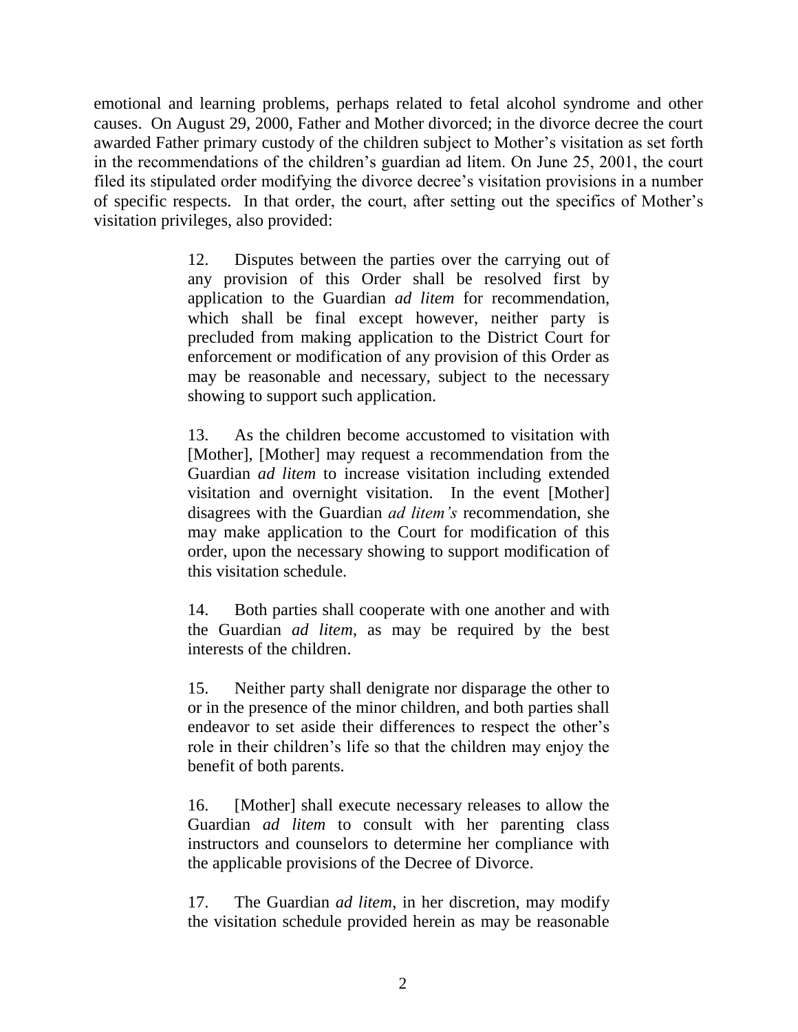emotional and learning problems, perhaps related to fetal alcohol syndrome and other causes. On August 29, 2000, Father and Mother divorced; in the divorce decree the court awarded Father primary custody of the children subject to Mother's visitation as set forth in the recommendations of the children's guardian ad litem. On June 25, 2001, the court filed its stipulated order modifying the divorce decree's visitation provisions in a number of specific respects. In that order, the court, after setting out the specifics of Mother's visitation privileges, also provided:

> 12. Disputes between the parties over the carrying out of any provision of this Order shall be resolved first by application to the Guardian *ad litem* for recommendation, which shall be final except however, neither party is precluded from making application to the District Court for enforcement or modification of any provision of this Order as may be reasonable and necessary, subject to the necessary showing to support such application.
>
> 13. As the children become accustomed to visitation with [Mother], [Mother] may request a recommendation from the Guardian *ad litem* to increase visitation including extended visitation and overnight visitation. In the event [Mother] disagrees with the Guardian *ad litem's* recommendation, she may make application to the Court for modification of this order, upon the necessary showing to support modification of this visitation schedule.
>
> 14. Both parties shall cooperate with one another and with the Guardian *ad litem*, as may be required by the best interests of the children.
>
> 15. Neither party shall denigrate nor disparage the other to or in the presence of the minor children, and both parties shall endeavor to set aside their differences to respect the other's role in their children's life so that the children may enjoy the benefit of both parents.
>
> 16. [Mother] shall execute necessary releases to allow the Guardian *ad litem* to consult with her parenting class instructors and counselors to determine her compliance with the applicable provisions of the Decree of Divorce.
>
> 17. The Guardian *ad litem*, in her discretion, may modify the visitation schedule provided herein as may be reasonable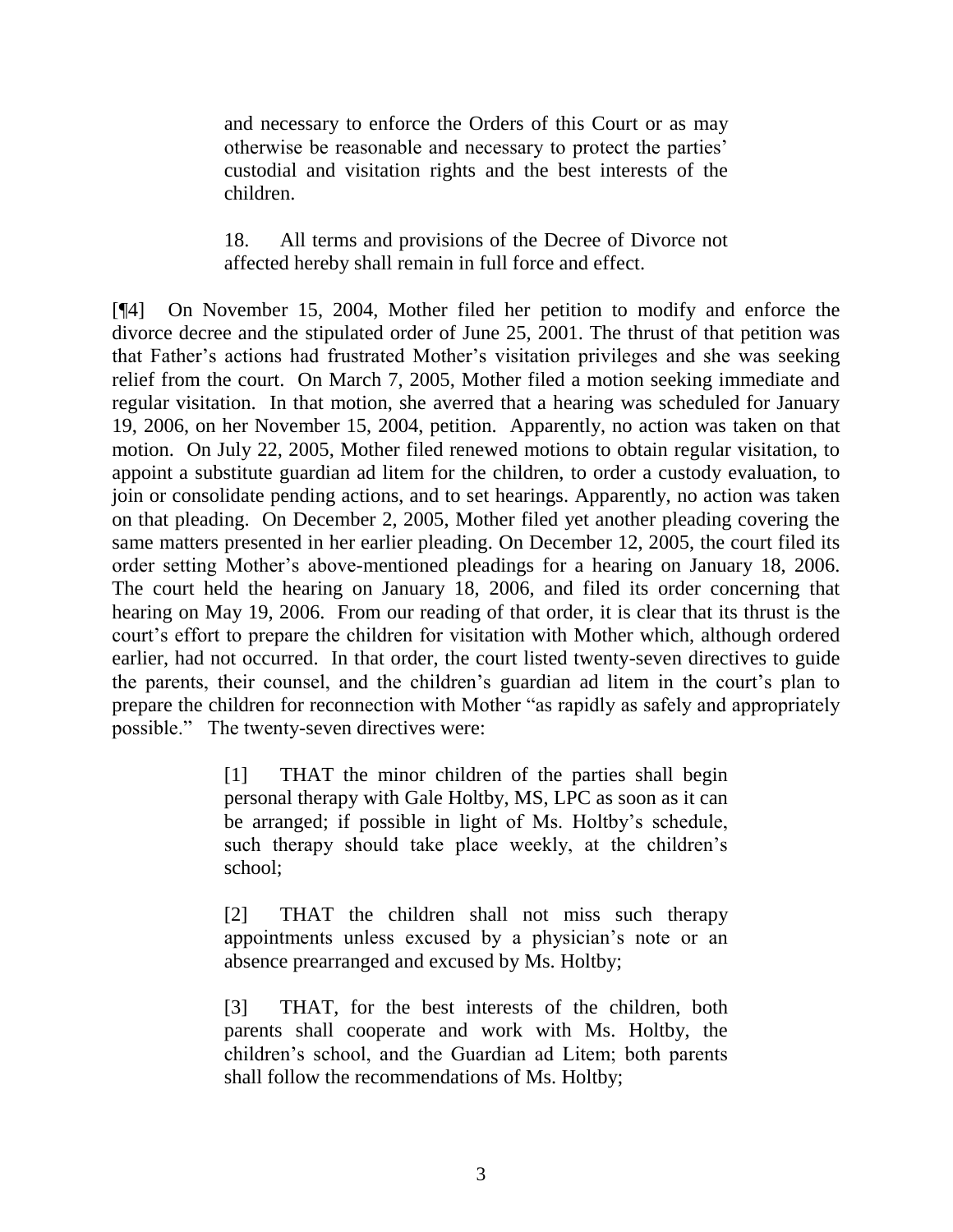> and necessary to enforce the Orders of this Court or as may otherwise be reasonable and necessary to protect the parties' custodial and visitation rights and the best interests of the children.
>
> 18. All terms and provisions of the Decree of Divorce not affected hereby shall remain in full force and effect.

[¶4] On November 15, 2004, Mother filed her petition to modify and enforce the divorce decree and the stipulated order of June 25, 2001. The thrust of that petition was that Father's actions had frustrated Mother's visitation privileges and she was seeking relief from the court. On March 7, 2005, Mother filed a motion seeking immediate and regular visitation. In that motion, she averred that a hearing was scheduled for January 19, 2006, on her November 15, 2004, petition. Apparently, no action was taken on that motion. On July 22, 2005, Mother filed renewed motions to obtain regular visitation, to appoint a substitute guardian ad litem for the children, to order a custody evaluation, to join or consolidate pending actions, and to set hearings. Apparently, no action was taken on that pleading. On December 2, 2005, Mother filed yet another pleading covering the same matters presented in her earlier pleading. On December 12, 2005, the court filed its order setting Mother's above-mentioned pleadings for a hearing on January 18, 2006. The court held the hearing on January 18, 2006, and filed its order concerning that hearing on May 19, 2006. From our reading of that order, it is clear that its thrust is the court's effort to prepare the children for visitation with Mother which, although ordered earlier, had not occurred. In that order, the court listed twenty-seven directives to guide the parents, their counsel, and the children's guardian ad litem in the court's plan to prepare the children for reconnection with Mother "as rapidly as safely and appropriately possible." The twenty-seven directives were:

> [1] THAT the minor children of the parties shall begin personal therapy with Gale Holtby, MS, LPC as soon as it can be arranged; if possible in light of Ms. Holtby's schedule, such therapy should take place weekly, at the children's school;
>
> [2] THAT the children shall not miss such therapy appointments unless excused by a physician's note or an absence prearranged and excused by Ms. Holtby;
>
> [3] THAT, for the best interests of the children, both parents shall cooperate and work with Ms. Holtby, the children's school, and the Guardian ad Litem; both parents shall follow the recommendations of Ms. Holtby;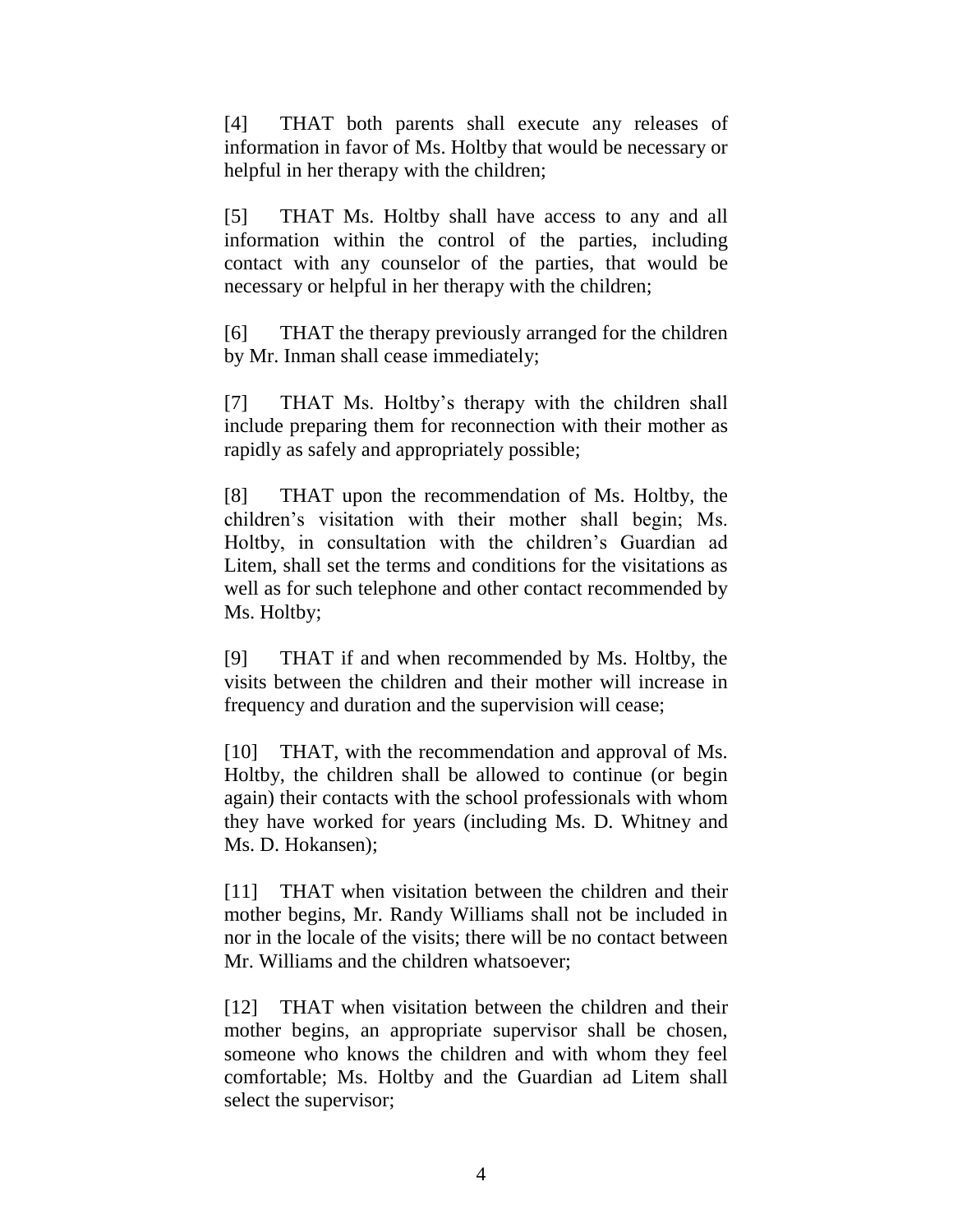[4] THAT both parents shall execute any releases of information in favor of Ms. Holtby that would be necessary or helpful in her therapy with the children;

[5] THAT Ms. Holtby shall have access to any and all information within the control of the parties, including contact with any counselor of the parties, that would be necessary or helpful in her therapy with the children;

[6] THAT the therapy previously arranged for the children by Mr. Inman shall cease immediately;

[7] THAT Ms. Holtby's therapy with the children shall include preparing them for reconnection with their mother as rapidly as safely and appropriately possible;

[8] THAT upon the recommendation of Ms. Holtby, the children's visitation with their mother shall begin; Ms. Holtby, in consultation with the children's Guardian ad Litem, shall set the terms and conditions for the visitations as well as for such telephone and other contact recommended by Ms. Holtby;

[9] THAT if and when recommended by Ms. Holtby, the visits between the children and their mother will increase in frequency and duration and the supervision will cease;

[10] THAT, with the recommendation and approval of Ms. Holtby, the children shall be allowed to continue (or begin again) their contacts with the school professionals with whom they have worked for years (including Ms. D. Whitney and Ms. D. Hokansen);

[11] THAT when visitation between the children and their mother begins, Mr. Randy Williams shall not be included in nor in the locale of the visits; there will be no contact between Mr. Williams and the children whatsoever;

[12] THAT when visitation between the children and their mother begins, an appropriate supervisor shall be chosen, someone who knows the children and with whom they feel comfortable; Ms. Holtby and the Guardian ad Litem shall select the supervisor;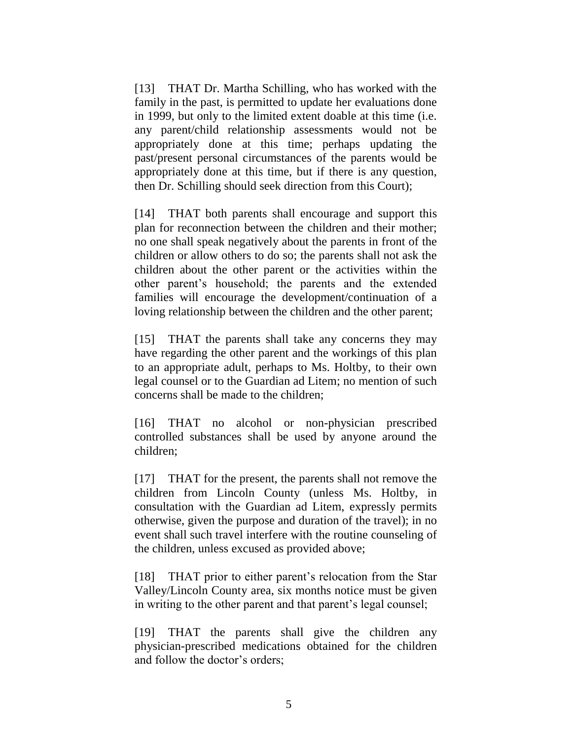[13] THAT Dr. Martha Schilling, who has worked with the family in the past, is permitted to update her evaluations done in 1999, but only to the limited extent doable at this time (i.e. any parent/child relationship assessments would not be appropriately done at this time; perhaps updating the past/present personal circumstances of the parents would be appropriately done at this time, but if there is any question, then Dr. Schilling should seek direction from this Court);

[14] THAT both parents shall encourage and support this plan for reconnection between the children and their mother; no one shall speak negatively about the parents in front of the children or allow others to do so; the parents shall not ask the children about the other parent or the activities within the other parent's household; the parents and the extended families will encourage the development/continuation of a loving relationship between the children and the other parent;

[15] THAT the parents shall take any concerns they may have regarding the other parent and the workings of this plan to an appropriate adult, perhaps to Ms. Holtby, to their own legal counsel or to the Guardian ad Litem; no mention of such concerns shall be made to the children;

[16] THAT no alcohol or non-physician prescribed controlled substances shall be used by anyone around the children;

[17] THAT for the present, the parents shall not remove the children from Lincoln County (unless Ms. Holtby, in consultation with the Guardian ad Litem, expressly permits otherwise, given the purpose and duration of the travel); in no event shall such travel interfere with the routine counseling of the children, unless excused as provided above;

[18] THAT prior to either parent's relocation from the Star Valley/Lincoln County area, six months notice must be given in writing to the other parent and that parent's legal counsel;

[19] THAT the parents shall give the children any physician-prescribed medications obtained for the children and follow the doctor's orders;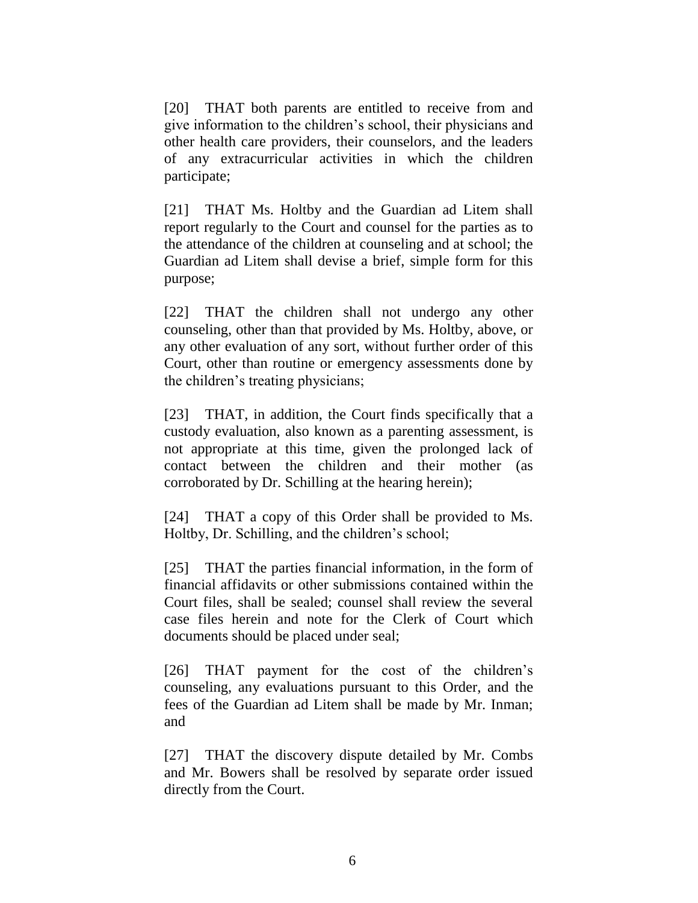[20] THAT both parents are entitled to receive from and give information to the children's school, their physicians and other health care providers, their counselors, and the leaders of any extracurricular activities in which the children participate;

[21] THAT Ms. Holtby and the Guardian ad Litem shall report regularly to the Court and counsel for the parties as to the attendance of the children at counseling and at school; the Guardian ad Litem shall devise a brief, simple form for this purpose;

[22] THAT the children shall not undergo any other counseling, other than that provided by Ms. Holtby, above, or any other evaluation of any sort, without further order of this Court, other than routine or emergency assessments done by the children's treating physicians;

[23] THAT, in addition, the Court finds specifically that a custody evaluation, also known as a parenting assessment, is not appropriate at this time, given the prolonged lack of contact between the children and their mother (as corroborated by Dr. Schilling at the hearing herein);

[24] THAT a copy of this Order shall be provided to Ms. Holtby, Dr. Schilling, and the children's school;

[25] THAT the parties financial information, in the form of financial affidavits or other submissions contained within the Court files, shall be sealed; counsel shall review the several case files herein and note for the Clerk of Court which documents should be placed under seal;

[26] THAT payment for the cost of the children's counseling, any evaluations pursuant to this Order, and the fees of the Guardian ad Litem shall be made by Mr. Inman; and

[27] THAT the discovery dispute detailed by Mr. Combs and Mr. Bowers shall be resolved by separate order issued directly from the Court.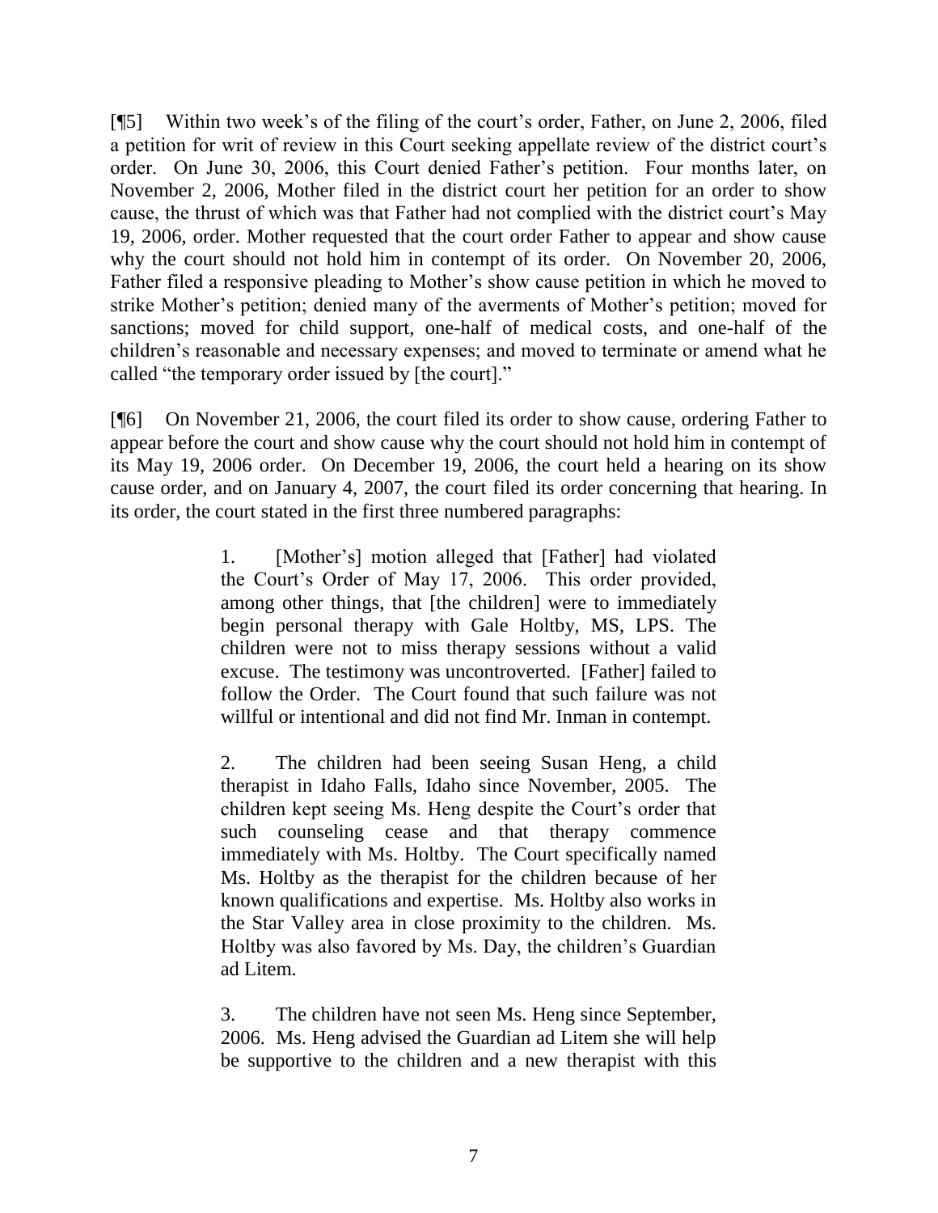[¶5] Within two week's of the filing of the court's order, Father, on June 2, 2006, filed a petition for writ of review in this Court seeking appellate review of the district court's order. On June 30, 2006, this Court denied Father's petition. Four months later, on November 2, 2006, Mother filed in the district court her petition for an order to show cause, the thrust of which was that Father had not complied with the district court's May 19, 2006, order. Mother requested that the court order Father to appear and show cause why the court should not hold him in contempt of its order. On November 20, 2006, Father filed a responsive pleading to Mother's show cause petition in which he moved to strike Mother's petition; denied many of the averments of Mother's petition; moved for sanctions; moved for child support, one-half of medical costs, and one-half of the children's reasonable and necessary expenses; and moved to terminate or amend what he called "the temporary order issued by [the court]."

[¶6] On November 21, 2006, the court filed its order to show cause, ordering Father to appear before the court and show cause why the court should not hold him in contempt of its May 19, 2006 order. On December 19, 2006, the court held a hearing on its show cause order, and on January 4, 2007, the court filed its order concerning that hearing. In its order, the court stated in the first three numbered paragraphs:

> 1. [Mother's] motion alleged that [Father] had violated the Court's Order of May 17, 2006. This order provided, among other things, that [the children] were to immediately begin personal therapy with Gale Holtby, MS, LPS. The children were not to miss therapy sessions without a valid excuse. The testimony was uncontroverted. [Father] failed to follow the Order. The Court found that such failure was not willful or intentional and did not find Mr. Inman in contempt.
>
> 2. The children had been seeing Susan Heng, a child therapist in Idaho Falls, Idaho since November, 2005. The children kept seeing Ms. Heng despite the Court's order that such counseling cease and that therapy commence immediately with Ms. Holtby. The Court specifically named Ms. Holtby as the therapist for the children because of her known qualifications and expertise. Ms. Holtby also works in the Star Valley area in close proximity to the children. Ms. Holtby was also favored by Ms. Day, the children's Guardian ad Litem.
>
> 3. The children have not seen Ms. Heng since September, 2006. Ms. Heng advised the Guardian ad Litem she will help be supportive to the children and a new therapist with this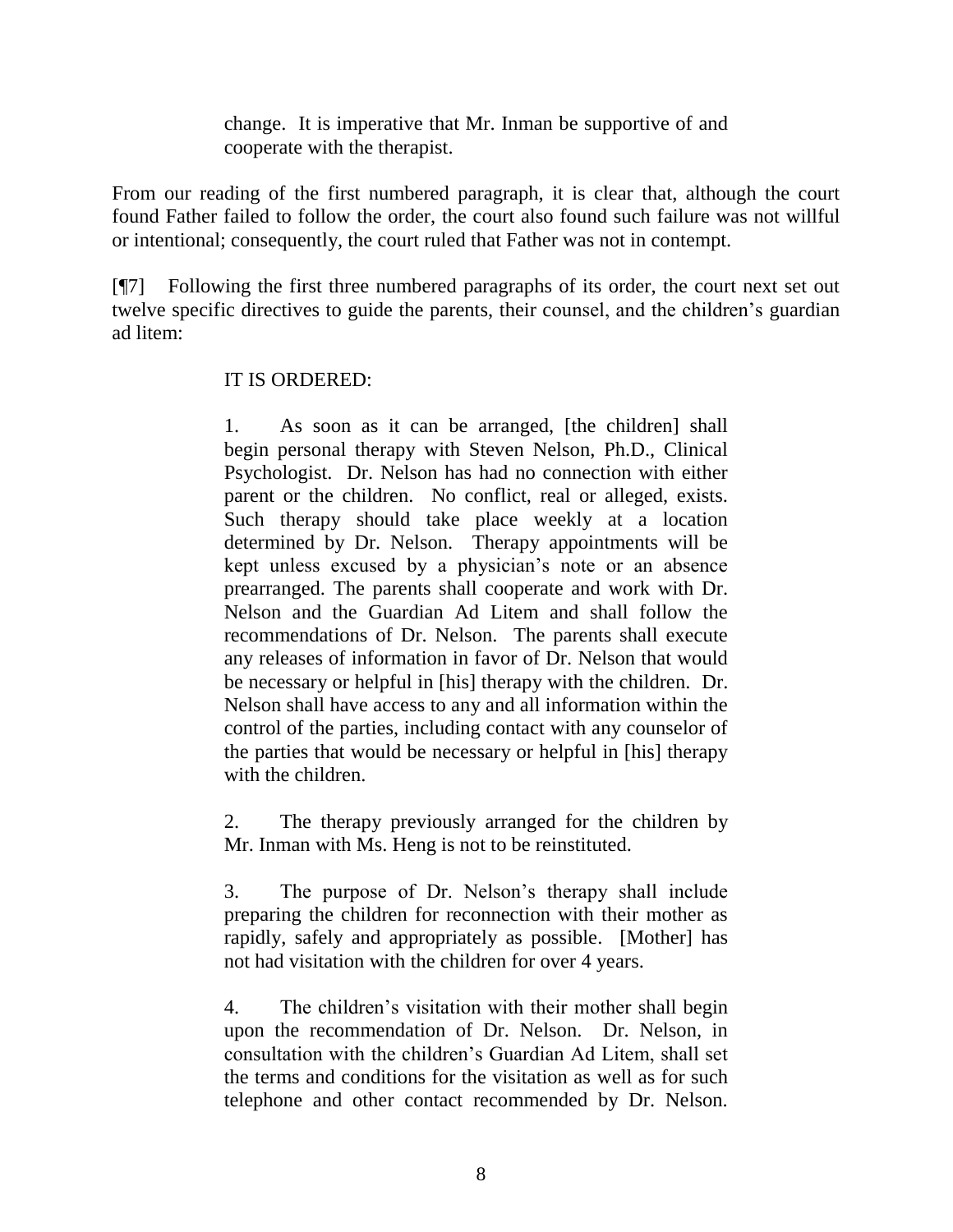> change. It is imperative that Mr. Inman be supportive of and cooperate with the therapist.

From our reading of the first numbered paragraph, it is clear that, although the court found Father failed to follow the order, the court also found such failure was not willful or intentional; consequently, the court ruled that Father was not in contempt.

[¶7] Following the first three numbered paragraphs of its order, the court next set out twelve specific directives to guide the parents, their counsel, and the children's guardian ad litem:

> IT IS ORDERED:
>
> 1. As soon as it can be arranged, [the children] shall begin personal therapy with Steven Nelson, Ph.D., Clinical Psychologist. Dr. Nelson has had no connection with either parent or the children. No conflict, real or alleged, exists. Such therapy should take place weekly at a location determined by Dr. Nelson. Therapy appointments will be kept unless excused by a physician's note or an absence prearranged. The parents shall cooperate and work with Dr. Nelson and the Guardian Ad Litem and shall follow the recommendations of Dr. Nelson. The parents shall execute any releases of information in favor of Dr. Nelson that would be necessary or helpful in [his] therapy with the children. Dr. Nelson shall have access to any and all information within the control of the parties, including contact with any counselor of the parties that would be necessary or helpful in [his] therapy with the children.
>
> 2. The therapy previously arranged for the children by Mr. Inman with Ms. Heng is not to be reinstituted.
>
> 3. The purpose of Dr. Nelson's therapy shall include preparing the children for reconnection with their mother as rapidly, safely and appropriately as possible. [Mother] has not had visitation with the children for over 4 years.
>
> 4. The children's visitation with their mother shall begin upon the recommendation of Dr. Nelson. Dr. Nelson, in consultation with the children's Guardian Ad Litem, shall set the terms and conditions for the visitation as well as for such telephone and other contact recommended by Dr. Nelson.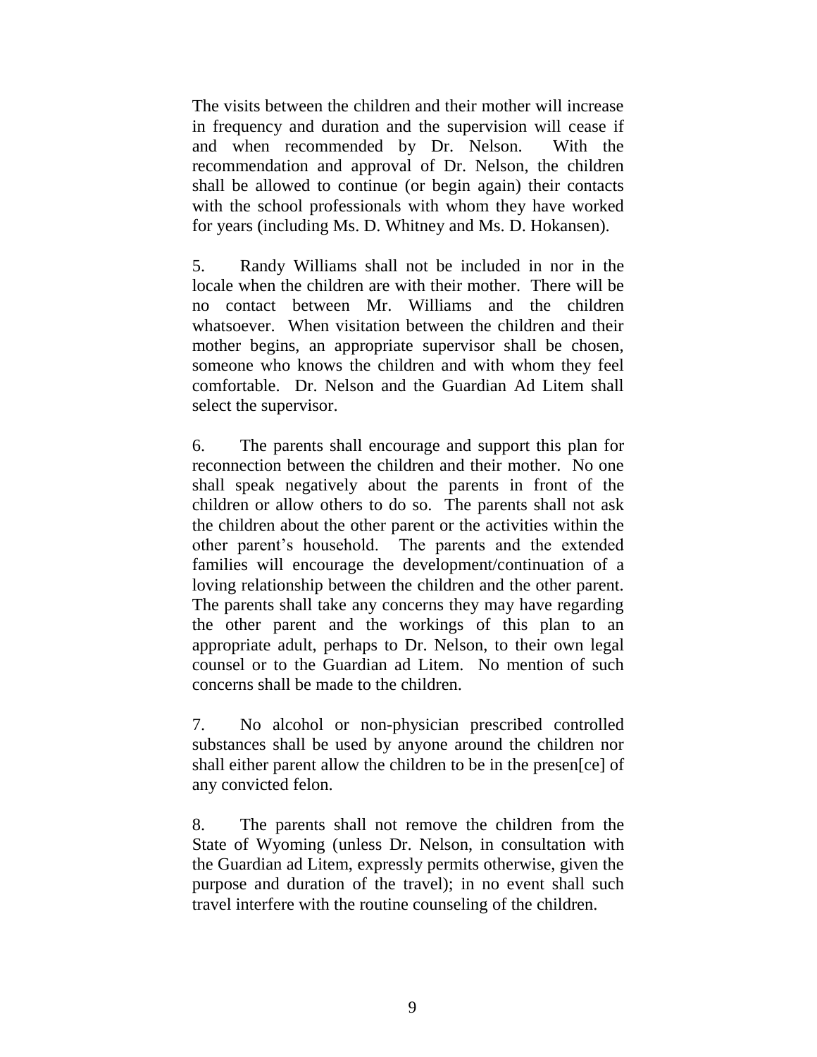The visits between the children and their mother will increase in frequency and duration and the supervision will cease if and when recommended by Dr. Nelson. With the recommendation and approval of Dr. Nelson, the children shall be allowed to continue (or begin again) their contacts with the school professionals with whom they have worked for years (including Ms. D. Whitney and Ms. D. Hokansen).

5. Randy Williams shall not be included in nor in the locale when the children are with their mother. There will be no contact between Mr. Williams and the children whatsoever. When visitation between the children and their mother begins, an appropriate supervisor shall be chosen, someone who knows the children and with whom they feel comfortable. Dr. Nelson and the Guardian Ad Litem shall select the supervisor.

6. The parents shall encourage and support this plan for reconnection between the children and their mother. No one shall speak negatively about the parents in front of the children or allow others to do so. The parents shall not ask the children about the other parent or the activities within the other parent's household. The parents and the extended families will encourage the development/continuation of a loving relationship between the children and the other parent. The parents shall take any concerns they may have regarding the other parent and the workings of this plan to an appropriate adult, perhaps to Dr. Nelson, to their own legal counsel or to the Guardian ad Litem. No mention of such concerns shall be made to the children.

7. No alcohol or non-physician prescribed controlled substances shall be used by anyone around the children nor shall either parent allow the children to be in the presen[ce] of any convicted felon.

8. The parents shall not remove the children from the State of Wyoming (unless Dr. Nelson, in consultation with the Guardian ad Litem, expressly permits otherwise, given the purpose and duration of the travel); in no event shall such travel interfere with the routine counseling of the children.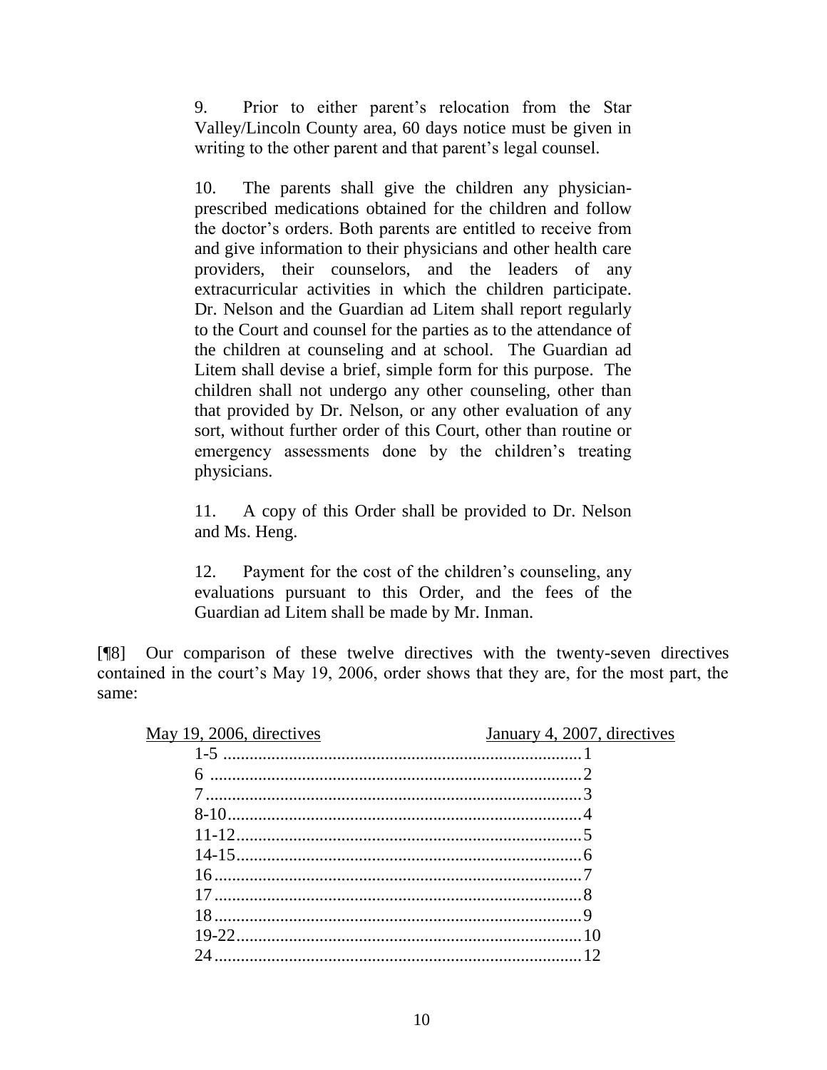> 9. Prior to either parent's relocation from the Star Valley/Lincoln County area, 60 days notice must be given in writing to the other parent and that parent's legal counsel.
>
> 10. The parents shall give the children any physician-prescribed medications obtained for the children and follow the doctor's orders. Both parents are entitled to receive from and give information to their physicians and other health care providers, their counselors, and the leaders of any extracurricular activities in which the children participate. Dr. Nelson and the Guardian ad Litem shall report regularly to the Court and counsel for the parties as to the attendance of the children at counseling and at school. The Guardian ad Litem shall devise a brief, simple form for this purpose. The children shall not undergo any other counseling, other than that provided by Dr. Nelson, or any other evaluation of any sort, without further order of this Court, other than routine or emergency assessments done by the children's treating physicians.
>
> 11. A copy of this Order shall be provided to Dr. Nelson and Ms. Heng.
>
> 12. Payment for the cost of the children's counseling, any evaluations pursuant to this Order, and the fees of the Guardian ad Litem shall be made by Mr. Inman.

[¶8] Our comparison of these twelve directives with the twenty-seven directives contained in the court's May 19, 2006, order shows that they are, for the most part, the same:

| May 19, 2006, directives | January 4, 2007, directives |
|---|---|
| 1-5 | 1 |
| 6 | 2 |
| 7 | 3 |
| 8-10 | 4 |
| 11-12 | 5 |
| 14-15 | 6 |
| 16 | 7 |
| 17 | 8 |
| 18 | 9 |
| 19-22 | 10 |
| 24 | 12 |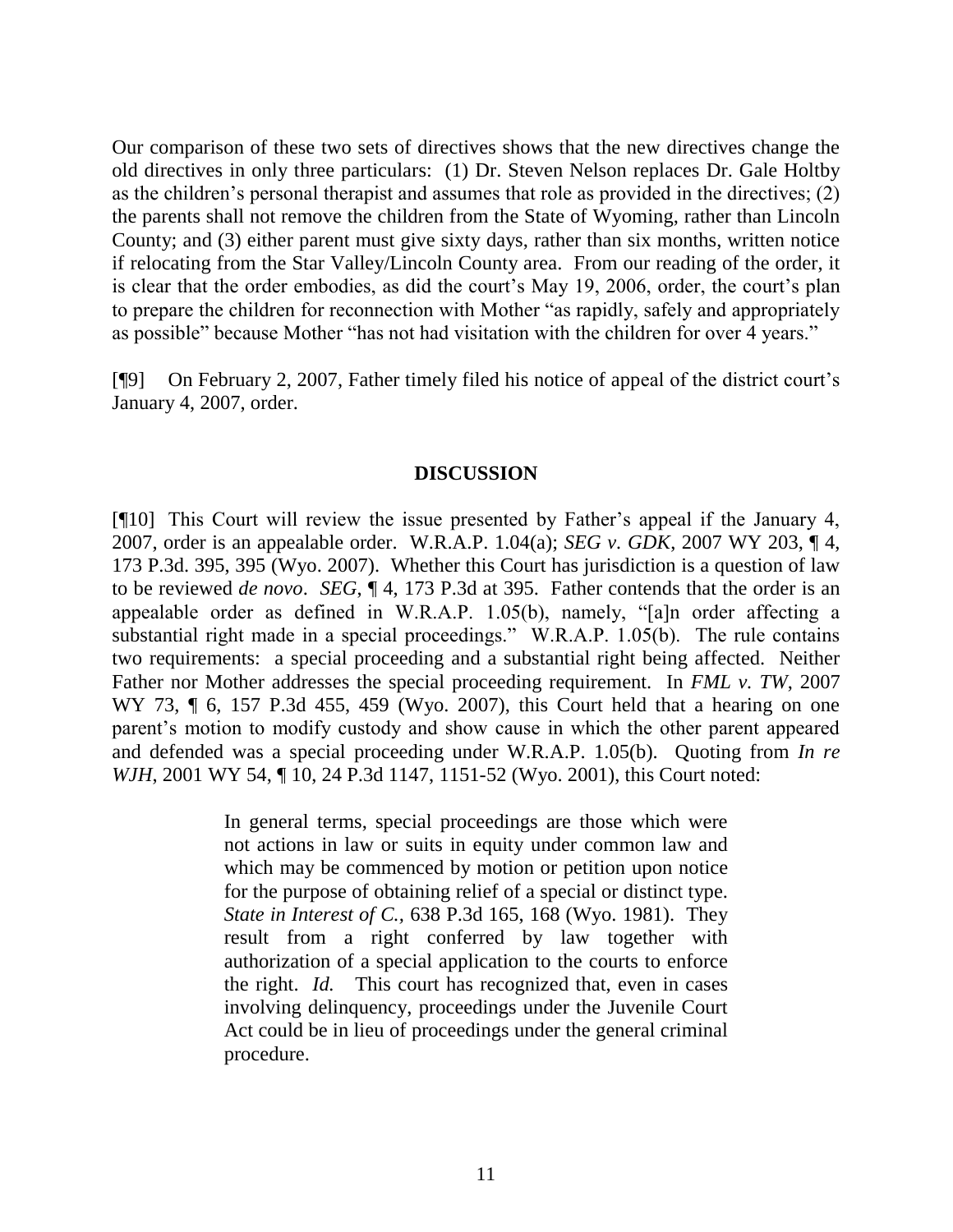Our comparison of these two sets of directives shows that the new directives change the old directives in only three particulars: (1) Dr. Steven Nelson replaces Dr. Gale Holtby as the children's personal therapist and assumes that role as provided in the directives; (2) the parents shall not remove the children from the State of Wyoming, rather than Lincoln County; and (3) either parent must give sixty days, rather than six months, written notice if relocating from the Star Valley/Lincoln County area. From our reading of the order, it is clear that the order embodies, as did the court's May 19, 2006, order, the court's plan to prepare the children for reconnection with Mother "as rapidly, safely and appropriately as possible" because Mother "has not had visitation with the children for over 4 years."

[¶9] On February 2, 2007, Father timely filed his notice of appeal of the district court's January 4, 2007, order.

## DISCUSSION

[¶10] This Court will review the issue presented by Father's appeal if the January 4, 2007, order is an appealable order. W.R.A.P. 1.04(a); *SEG v. GDK*, 2007 WY 203, ¶ 4, 173 P.3d. 395, 395 (Wyo. 2007). Whether this Court has jurisdiction is a question of law to be reviewed *de novo*. *SEG*, ¶ 4, 173 P.3d at 395. Father contends that the order is an appealable order as defined in W.R.A.P. 1.05(b), namely, "[a]n order affecting a substantial right made in a special proceedings." W.R.A.P. 1.05(b). The rule contains two requirements: a special proceeding and a substantial right being affected. Neither Father nor Mother addresses the special proceeding requirement. In *FML v. TW*, 2007 WY 73, ¶ 6, 157 P.3d 455, 459 (Wyo. 2007), this Court held that a hearing on one parent's motion to modify custody and show cause in which the other parent appeared and defended was a special proceeding under W.R.A.P. 1.05(b). Quoting from *In re WJH*, 2001 WY 54, ¶ 10, 24 P.3d 1147, 1151-52 (Wyo. 2001), this Court noted:

> In general terms, special proceedings are those which were not actions in law or suits in equity under common law and which may be commenced by motion or petition upon notice for the purpose of obtaining relief of a special or distinct type. *State in Interest of C.*, 638 P.3d 165, 168 (Wyo. 1981). They result from a right conferred by law together with authorization of a special application to the courts to enforce the right. *Id.* This court has recognized that, even in cases involving delinquency, proceedings under the Juvenile Court Act could be in lieu of proceedings under the general criminal procedure.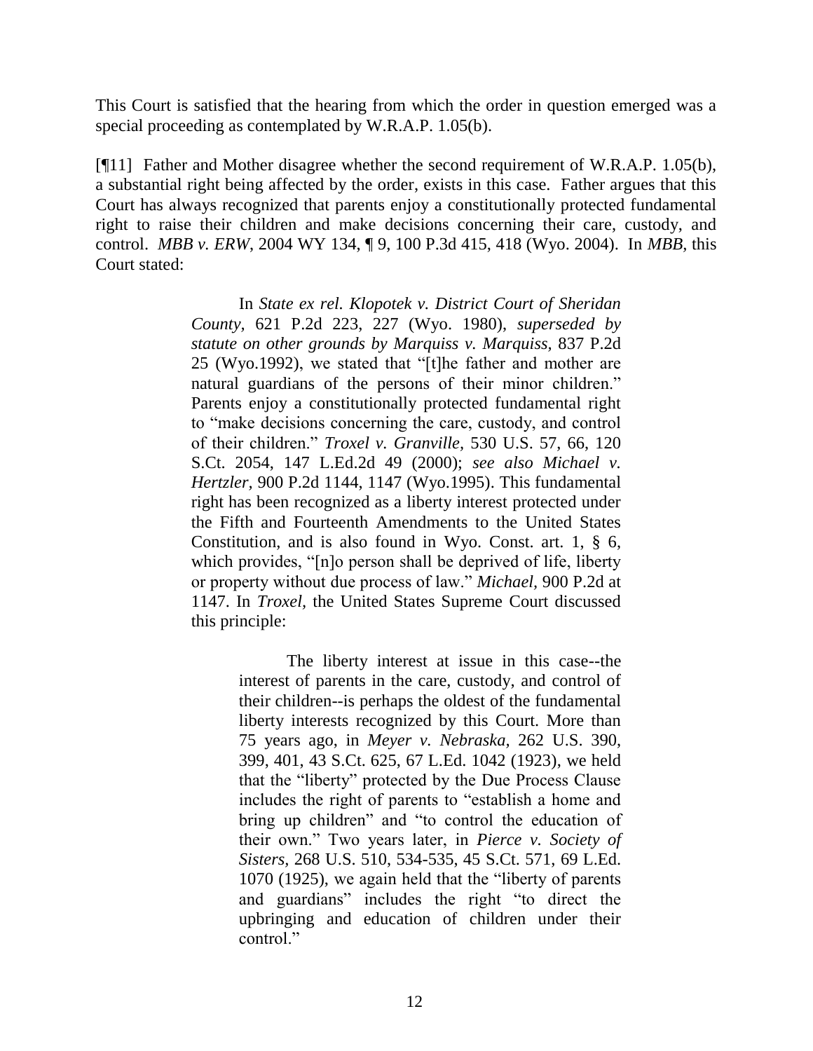This Court is satisfied that the hearing from which the order in question emerged was a special proceeding as contemplated by W.R.A.P. 1.05(b).

[¶11] Father and Mother disagree whether the second requirement of W.R.A.P. 1.05(b), a substantial right being affected by the order, exists in this case. Father argues that this Court has always recognized that parents enjoy a constitutionally protected fundamental right to raise their children and make decisions concerning their care, custody, and control. *MBB v. ERW*, 2004 WY 134, ¶ 9, 100 P.3d 415, 418 (Wyo. 2004). In *MBB*, this Court stated:

> In *State ex rel. Klopotek v. District Court of Sheridan County*, 621 P.2d 223, 227 (Wyo. 1980), *superseded by statute on other grounds by Marquiss v. Marquiss*, 837 P.2d 25 (Wyo.1992), we stated that "[t]he father and mother are natural guardians of the persons of their minor children." Parents enjoy a constitutionally protected fundamental right to "make decisions concerning the care, custody, and control of their children." *Troxel v. Granville*, 530 U.S. 57, 66, 120 S.Ct. 2054, 147 L.Ed.2d 49 (2000); *see also Michael v. Hertzler*, 900 P.2d 1144, 1147 (Wyo.1995). This fundamental right has been recognized as a liberty interest protected under the Fifth and Fourteenth Amendments to the United States Constitution, and is also found in Wyo. Const. art. 1, § 6, which provides, "[n]o person shall be deprived of life, liberty or property without due process of law." *Michael*, 900 P.2d at 1147. In *Troxel*, the United States Supreme Court discussed this principle:
>
>> The liberty interest at issue in this case--the interest of parents in the care, custody, and control of their children--is perhaps the oldest of the fundamental liberty interests recognized by this Court. More than 75 years ago, in *Meyer v. Nebraska*, 262 U.S. 390, 399, 401, 43 S.Ct. 625, 67 L.Ed. 1042 (1923), we held that the "liberty" protected by the Due Process Clause includes the right of parents to "establish a home and bring up children" and "to control the education of their own." Two years later, in *Pierce v. Society of Sisters*, 268 U.S. 510, 534-535, 45 S.Ct. 571, 69 L.Ed. 1070 (1925), we again held that the "liberty of parents and guardians" includes the right "to direct the upbringing and education of children under their control."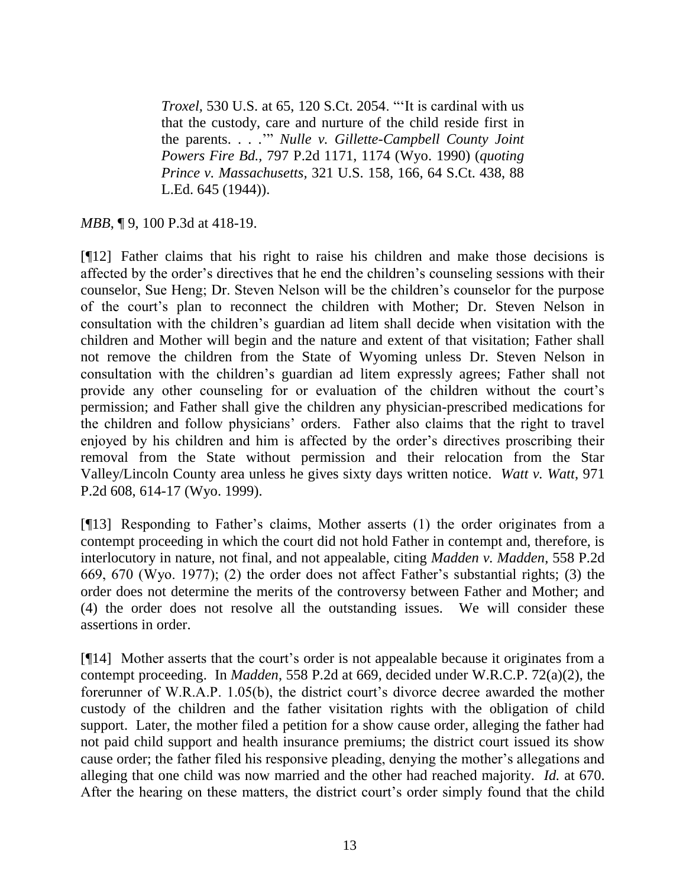> *Troxel*, 530 U.S. at 65, 120 S.Ct. 2054. "'It is cardinal with us that the custody, care and nurture of the child reside first in the parents. . . .'" *Nulle v. Gillette-Campbell County Joint Powers Fire Bd.*, 797 P.2d 1171, 1174 (Wyo. 1990) (*quoting Prince v. Massachusetts*, 321 U.S. 158, 166, 64 S.Ct. 438, 88 L.Ed. 645 (1944)).

*MBB*, ¶ 9, 100 P.3d at 418-19.

[¶12] Father claims that his right to raise his children and make those decisions is affected by the order's directives that he end the children's counseling sessions with their counselor, Sue Heng; Dr. Steven Nelson will be the children's counselor for the purpose of the court's plan to reconnect the children with Mother; Dr. Steven Nelson in consultation with the children's guardian ad litem shall decide when visitation with the children and Mother will begin and the nature and extent of that visitation; Father shall not remove the children from the State of Wyoming unless Dr. Steven Nelson in consultation with the children's guardian ad litem expressly agrees; Father shall not provide any other counseling for or evaluation of the children without the court's permission; and Father shall give the children any physician-prescribed medications for the children and follow physicians' orders. Father also claims that the right to travel enjoyed by his children and him is affected by the order's directives proscribing their removal from the State without permission and their relocation from the Star Valley/Lincoln County area unless he gives sixty days written notice. *Watt v. Watt*, 971 P.2d 608, 614-17 (Wyo. 1999).

[¶13] Responding to Father's claims, Mother asserts (1) the order originates from a contempt proceeding in which the court did not hold Father in contempt and, therefore, is interlocutory in nature, not final, and not appealable, citing *Madden v. Madden*, 558 P.2d 669, 670 (Wyo. 1977); (2) the order does not affect Father's substantial rights; (3) the order does not determine the merits of the controversy between Father and Mother; and (4) the order does not resolve all the outstanding issues. We will consider these assertions in order.

[¶14] Mother asserts that the court's order is not appealable because it originates from a contempt proceeding. In *Madden*, 558 P.2d at 669, decided under W.R.C.P. 72(a)(2), the forerunner of W.R.A.P. 1.05(b), the district court's divorce decree awarded the mother custody of the children and the father visitation rights with the obligation of child support. Later, the mother filed a petition for a show cause order, alleging the father had not paid child support and health insurance premiums; the district court issued its show cause order; the father filed his responsive pleading, denying the mother's allegations and alleging that one child was now married and the other had reached majority. *Id.* at 670. After the hearing on these matters, the district court's order simply found that the child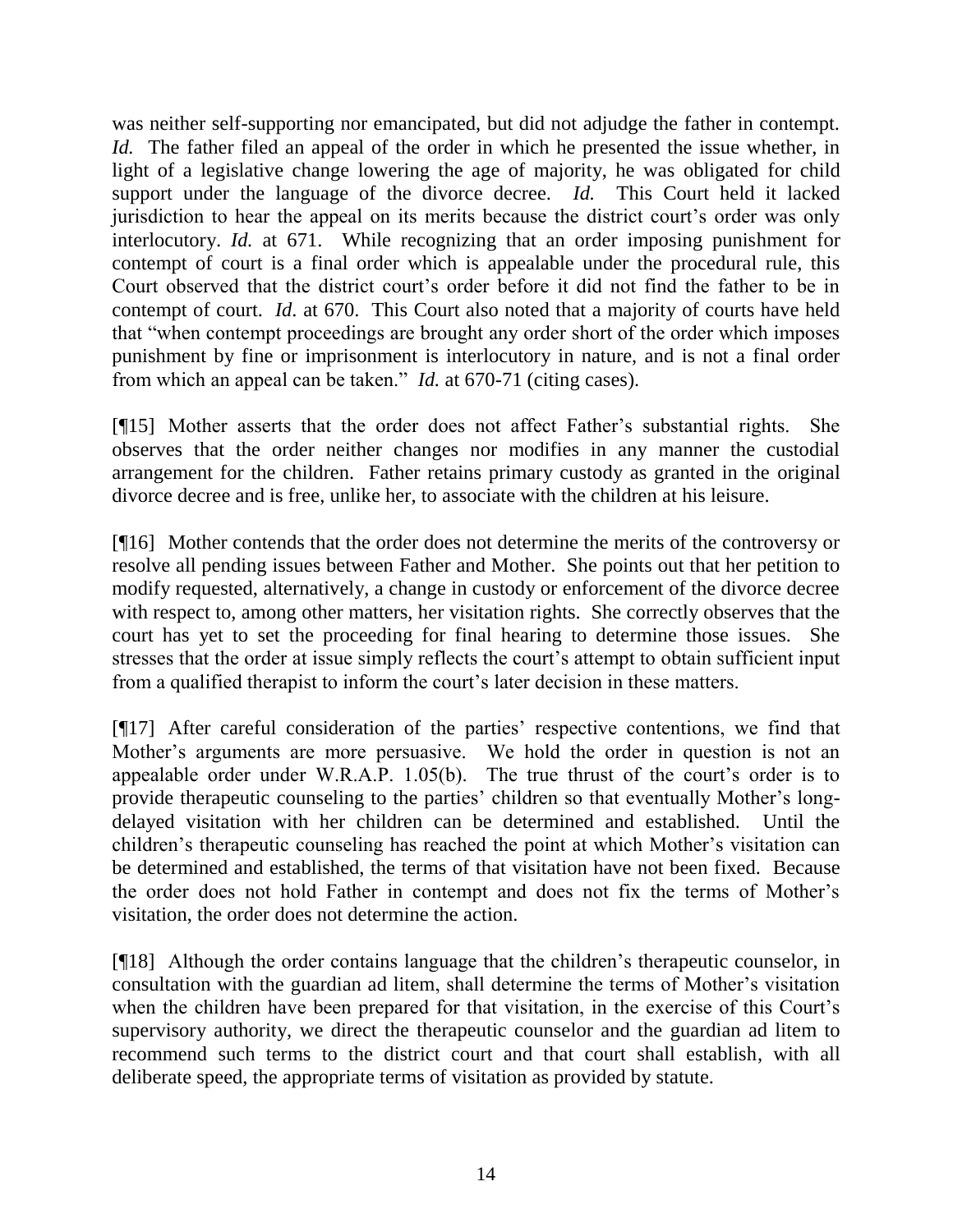was neither self-supporting nor emancipated, but did not adjudge the father in contempt. *Id.* The father filed an appeal of the order in which he presented the issue whether, in light of a legislative change lowering the age of majority, he was obligated for child support under the language of the divorce decree. *Id.* This Court held it lacked jurisdiction to hear the appeal on its merits because the district court's order was only interlocutory. *Id.* at 671. While recognizing that an order imposing punishment for contempt of court is a final order which is appealable under the procedural rule, this Court observed that the district court's order before it did not find the father to be in contempt of court. *Id*. at 670. This Court also noted that a majority of courts have held that "when contempt proceedings are brought any order short of the order which imposes punishment by fine or imprisonment is interlocutory in nature, and is not a final order from which an appeal can be taken." *Id.* at 670-71 (citing cases).

[¶15] Mother asserts that the order does not affect Father's substantial rights. She observes that the order neither changes nor modifies in any manner the custodial arrangement for the children. Father retains primary custody as granted in the original divorce decree and is free, unlike her, to associate with the children at his leisure.

[¶16] Mother contends that the order does not determine the merits of the controversy or resolve all pending issues between Father and Mother. She points out that her petition to modify requested, alternatively, a change in custody or enforcement of the divorce decree with respect to, among other matters, her visitation rights. She correctly observes that the court has yet to set the proceeding for final hearing to determine those issues. She stresses that the order at issue simply reflects the court's attempt to obtain sufficient input from a qualified therapist to inform the court's later decision in these matters.

[¶17] After careful consideration of the parties' respective contentions, we find that Mother's arguments are more persuasive. We hold the order in question is not an appealable order under W.R.A.P. 1.05(b). The true thrust of the court's order is to provide therapeutic counseling to the parties' children so that eventually Mother's long-delayed visitation with her children can be determined and established. Until the children's therapeutic counseling has reached the point at which Mother's visitation can be determined and established, the terms of that visitation have not been fixed. Because the order does not hold Father in contempt and does not fix the terms of Mother's visitation, the order does not determine the action.

[¶18] Although the order contains language that the children's therapeutic counselor, in consultation with the guardian ad litem, shall determine the terms of Mother's visitation when the children have been prepared for that visitation, in the exercise of this Court's supervisory authority, we direct the therapeutic counselor and the guardian ad litem to recommend such terms to the district court and that court shall establish, with all deliberate speed, the appropriate terms of visitation as provided by statute.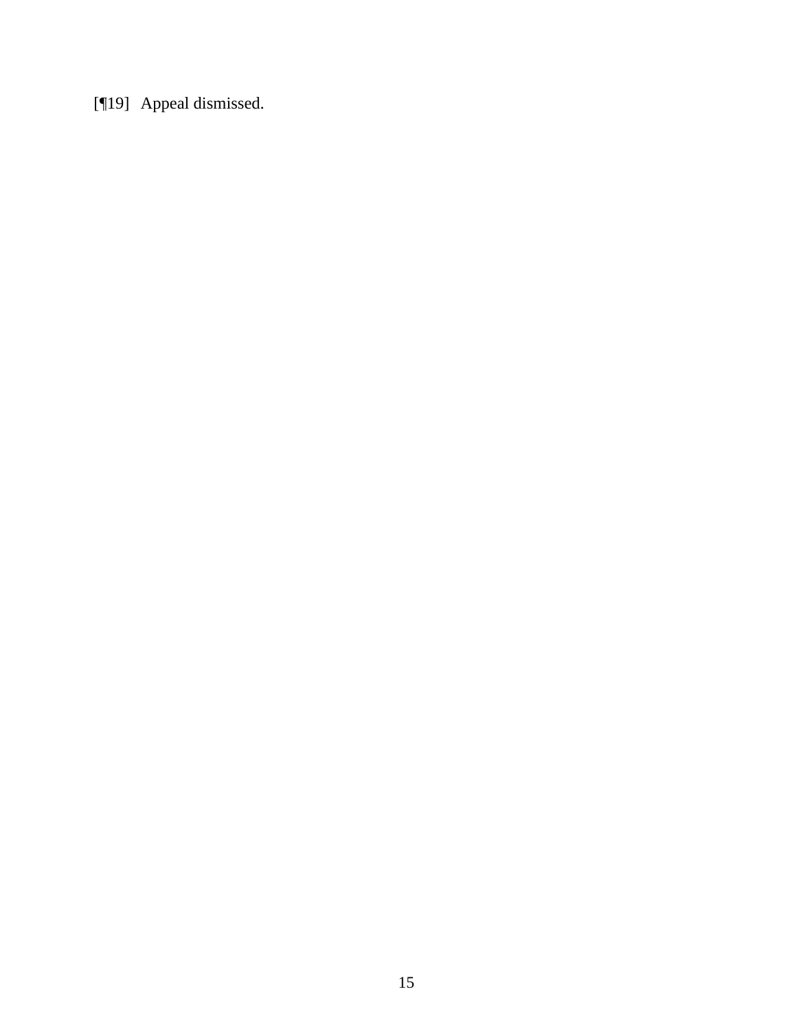[¶19] Appeal dismissed.